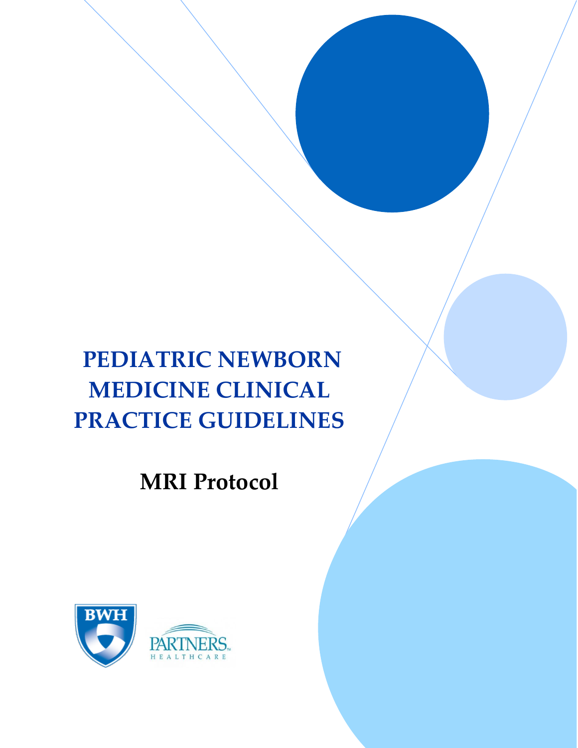# PEDIATRIC NEWBORN MEDICINE CLINICAL PRACTICE GUIDELINES

## MRI Protocol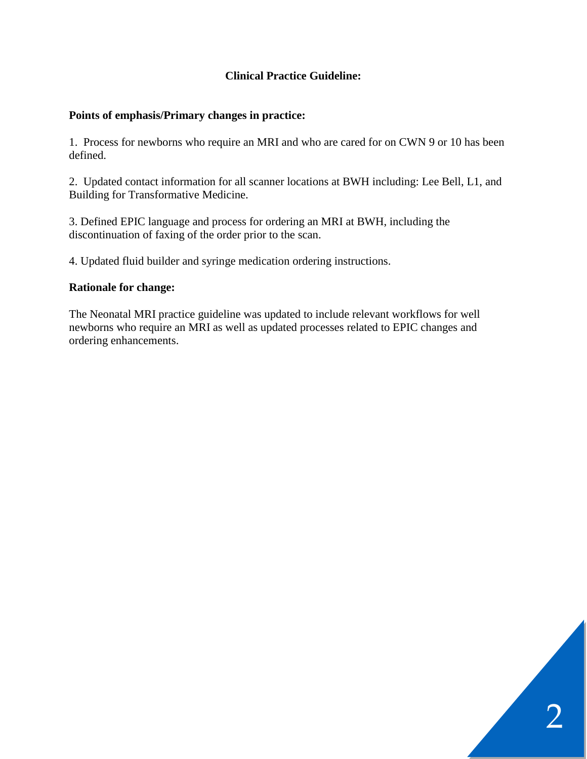## Clinical Practice Guideline:

**Points of emphasis/Primary changes in practice:**

1. Process for newborns who require an MRI and who are cared for on CWN 9 or 10 has been defined.

2. Updated contact information for all scanner locations at BWH including: Lee Bell, L1, and Building for Transformative Medicine.

3. Defined EPIC language and process for ordering an MRI at BWH, including the discontinuation of faxing of the order prior to the scan.

4. Updated fluid builder and syringe medication ordering instructions.

**Rationale for change:**

The Neonatal MRI practice guideline was updated to include relevant workflows for well newborns who require an MRI as well as updated processes related to EPIC changes and ordering enhancements.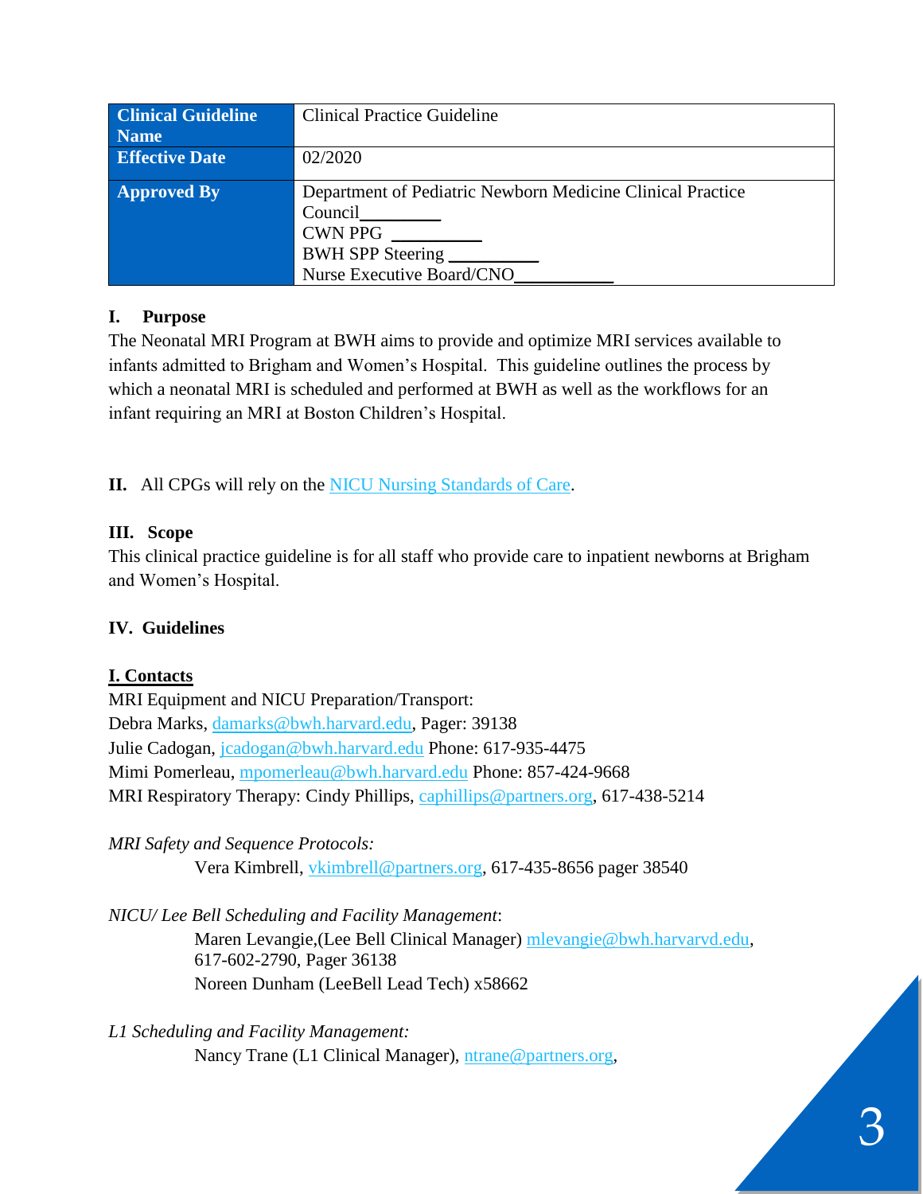| Clinical Guideline Name | Clinical Practice Guideline |
|---|---|
| Effective Date | 02/2020 |
| Approved By | Department of Pediatric Newborn Medicine Clinical Practice Council_________<br>CWN PPG __________<br>BWH SPP Steering __________<br>Nurse Executive Board/CNO___________ |

**I. Purpose**

The Neonatal MRI Program at BWH aims to provide and optimize MRI services available to infants admitted to Brigham and Women's Hospital. This guideline outlines the process by which a neonatal MRI is scheduled and performed at BWH as well as the workflows for an infant requiring an MRI at Boston Children's Hospital.

**II.** All CPGs will rely on the NICU Nursing Standards of Care.

**III. Scope**

This clinical practice guideline is for all staff who provide care to inpatient newborns at Brigham and Women's Hospital.

**IV. Guidelines**

**I. Contacts**

MRI Equipment and NICU Preparation/Transport:
Debra Marks, damarks@bwh.harvard.edu, Pager: 39138
Julie Cadogan, jcadogan@bwh.harvard.edu Phone: 617-935-4475
Mimi Pomerleau, mpomerleau@bwh.harvard.edu Phone: 857-424-9668
MRI Respiratory Therapy: Cindy Phillips, caphillips@partners.org, 617-438-5214

*MRI Safety and Sequence Protocols:*

Vera Kimbrell, vkimbrell@partners.org, 617-435-8656 pager 38540

*NICU/ Lee Bell Scheduling and Facility Management*:

Maren Levangie,(Lee Bell Clinical Manager) mlevangie@bwh.harvarvd.edu, 617-602-2790, Pager 36138
Noreen Dunham (LeeBell Lead Tech) x58662

*L1 Scheduling and Facility Management:*

Nancy Trane (L1 Clinical Manager), ntrane@partners.org,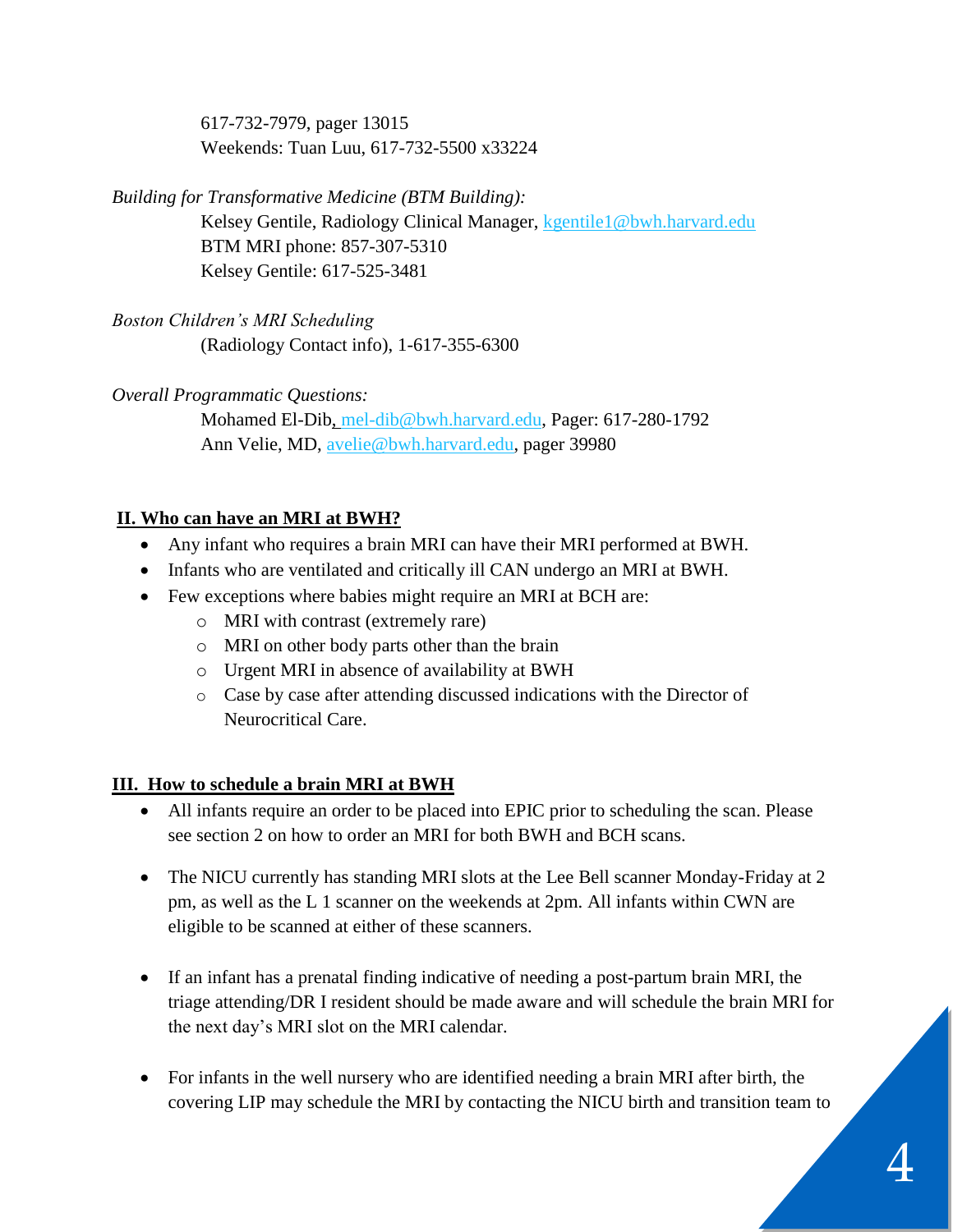617-732-7979, pager 13015
Weekends: Tuan Luu, 617-732-5500 x33224

*Building for Transformative Medicine (BTM Building):*

Kelsey Gentile, Radiology Clinical Manager, kgentile1@bwh.harvard.edu
BTM MRI phone: 857-307-5310
Kelsey Gentile: 617-525-3481

*Boston Children's MRI Scheduling*

(Radiology Contact info), 1-617-355-6300

*Overall Programmatic Questions:*

Mohamed El-Dib, mel-dib@bwh.harvard.edu, Pager: 617-280-1792
Ann Velie, MD, avelie@bwh.harvard.edu, pager 39980

## II. Who can have an MRI at BWH?

- Any infant who requires a brain MRI can have their MRI performed at BWH.
- Infants who are ventilated and critically ill CAN undergo an MRI at BWH.
- Few exceptions where babies might require an MRI at BCH are:
  - MRI with contrast (extremely rare)
  - MRI on other body parts other than the brain
  - Urgent MRI in absence of availability at BWH
  - Case by case after attending discussed indications with the Director of Neurocritical Care.

## III. How to schedule a brain MRI at BWH

- All infants require an order to be placed into EPIC prior to scheduling the scan. Please see section 2 on how to order an MRI for both BWH and BCH scans.
- The NICU currently has standing MRI slots at the Lee Bell scanner Monday-Friday at 2 pm, as well as the L 1 scanner on the weekends at 2pm. All infants within CWN are eligible to be scanned at either of these scanners.
- If an infant has a prenatal finding indicative of needing a post-partum brain MRI, the triage attending/DR I resident should be made aware and will schedule the brain MRI for the next day's MRI slot on the MRI calendar.
- For infants in the well nursery who are identified needing a brain MRI after birth, the covering LIP may schedule the MRI by contacting the NICU birth and transition team to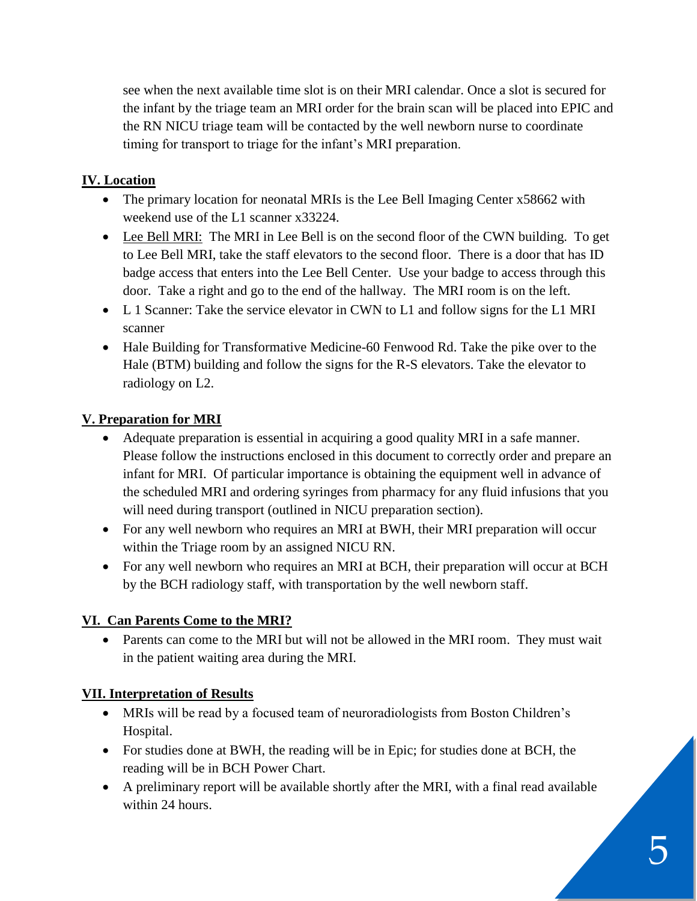see when the next available time slot is on their MRI calendar. Once a slot is secured for the infant by the triage team an MRI order for the brain scan will be placed into EPIC and the RN NICU triage team will be contacted by the well newborn nurse to coordinate timing for transport to triage for the infant's MRI preparation.

## IV. Location

- The primary location for neonatal MRIs is the Lee Bell Imaging Center x58662 with weekend use of the L1 scanner x33224.
- Lee Bell MRI: The MRI in Lee Bell is on the second floor of the CWN building. To get to Lee Bell MRI, take the staff elevators to the second floor. There is a door that has ID badge access that enters into the Lee Bell Center. Use your badge to access through this door. Take a right and go to the end of the hallway. The MRI room is on the left.
- L 1 Scanner: Take the service elevator in CWN to L1 and follow signs for the L1 MRI scanner
- Hale Building for Transformative Medicine-60 Fenwood Rd. Take the pike over to the Hale (BTM) building and follow the signs for the R-S elevators. Take the elevator to radiology on L2.

## V. Preparation for MRI

- Adequate preparation is essential in acquiring a good quality MRI in a safe manner. Please follow the instructions enclosed in this document to correctly order and prepare an infant for MRI. Of particular importance is obtaining the equipment well in advance of the scheduled MRI and ordering syringes from pharmacy for any fluid infusions that you will need during transport (outlined in NICU preparation section).
- For any well newborn who requires an MRI at BWH, their MRI preparation will occur within the Triage room by an assigned NICU RN.
- For any well newborn who requires an MRI at BCH, their preparation will occur at BCH by the BCH radiology staff, with transportation by the well newborn staff.

## VI. Can Parents Come to the MRI?

- Parents can come to the MRI but will not be allowed in the MRI room. They must wait in the patient waiting area during the MRI.

## VII. Interpretation of Results

- MRIs will be read by a focused team of neuroradiologists from Boston Children's Hospital.
- For studies done at BWH, the reading will be in Epic; for studies done at BCH, the reading will be in BCH Power Chart.
- A preliminary report will be available shortly after the MRI, with a final read available within 24 hours.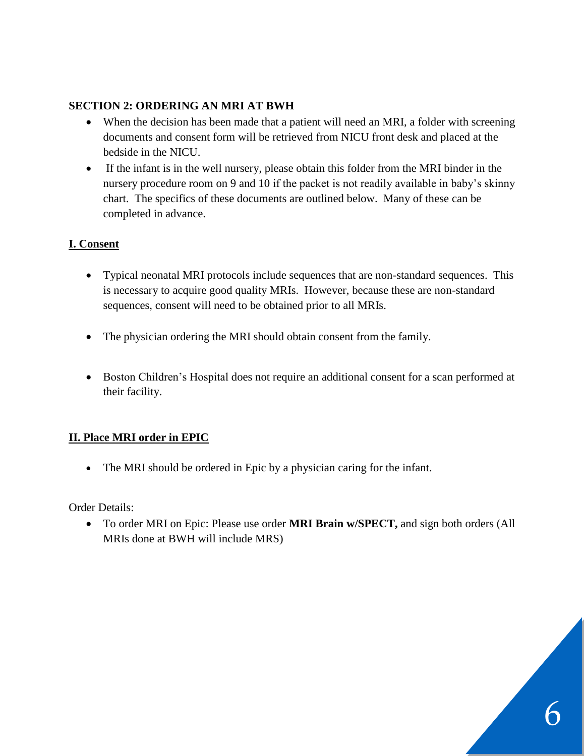## SECTION 2: ORDERING AN MRI AT BWH

- When the decision has been made that a patient will need an MRI, a folder with screening documents and consent form will be retrieved from NICU front desk and placed at the bedside in the NICU.
- If the infant is in the well nursery, please obtain this folder from the MRI binder in the nursery procedure room on 9 and 10 if the packet is not readily available in baby's skinny chart. The specifics of these documents are outlined below. Many of these can be completed in advance.

### I. Consent

- Typical neonatal MRI protocols include sequences that are non-standard sequences. This is necessary to acquire good quality MRIs. However, because these are non-standard sequences, consent will need to be obtained prior to all MRIs.
- The physician ordering the MRI should obtain consent from the family.
- Boston Children's Hospital does not require an additional consent for a scan performed at their facility.

### II. Place MRI order in EPIC

- The MRI should be ordered in Epic by a physician caring for the infant.

Order Details:

- To order MRI on Epic: Please use order **MRI Brain w/SPECT,** and sign both orders (All MRIs done at BWH will include MRS)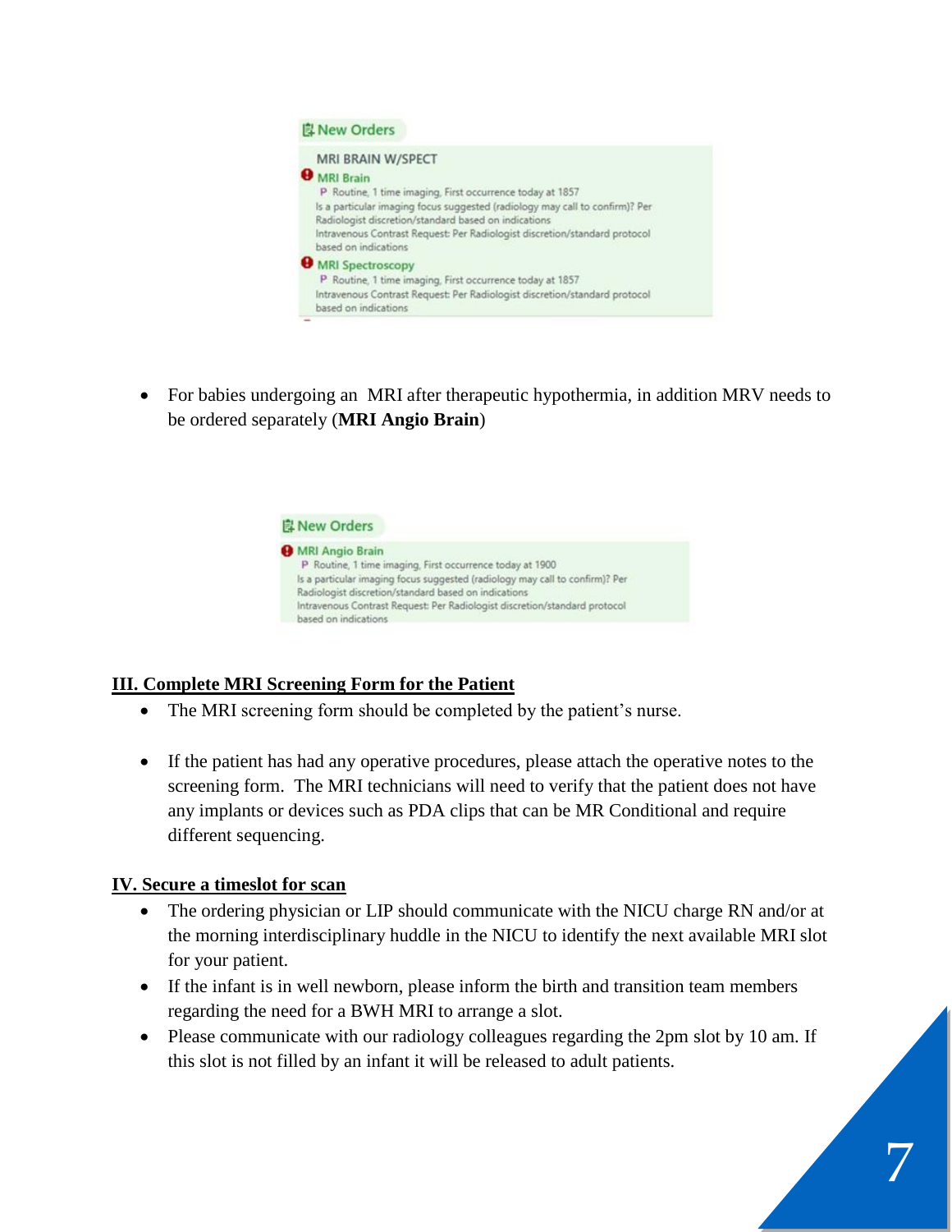New Orders

MRI BRAIN W/SPECT

MRI Brain
P Routine, 1 time imaging, First occurrence today at 1857
Is a particular imaging focus suggested (radiology may call to confirm)? Per Radiologist discretion/standard based on indications
Intravenous Contrast Request: Per Radiologist discretion/standard protocol based on indications

MRI Spectroscopy
P Routine, 1 time imaging, First occurrence today at 1857
Intravenous Contrast Request: Per Radiologist discretion/standard protocol based on indications

- For babies undergoing an MRI after therapeutic hypothermia, in addition MRV needs to be ordered separately (**MRI Angio Brain**)

New Orders

MRI Angio Brain
P Routine, 1 time imaging, First occurrence today at 1900
Is a particular imaging focus suggested (radiology may call to confirm)? Per Radiologist discretion/standard based on indications
Intravenous Contrast Request: Per Radiologist discretion/standard protocol based on indications

## III. Complete MRI Screening Form for the Patient

- The MRI screening form should be completed by the patient's nurse.
- If the patient has had any operative procedures, please attach the operative notes to the screening form. The MRI technicians will need to verify that the patient does not have any implants or devices such as PDA clips that can be MR Conditional and require different sequencing.

## IV. Secure a timeslot for scan

- The ordering physician or LIP should communicate with the NICU charge RN and/or at the morning interdisciplinary huddle in the NICU to identify the next available MRI slot for your patient.
- If the infant is in well newborn, please inform the birth and transition team members regarding the need for a BWH MRI to arrange a slot.
- Please communicate with our radiology colleagues regarding the 2pm slot by 10 am. If this slot is not filled by an infant it will be released to adult patients.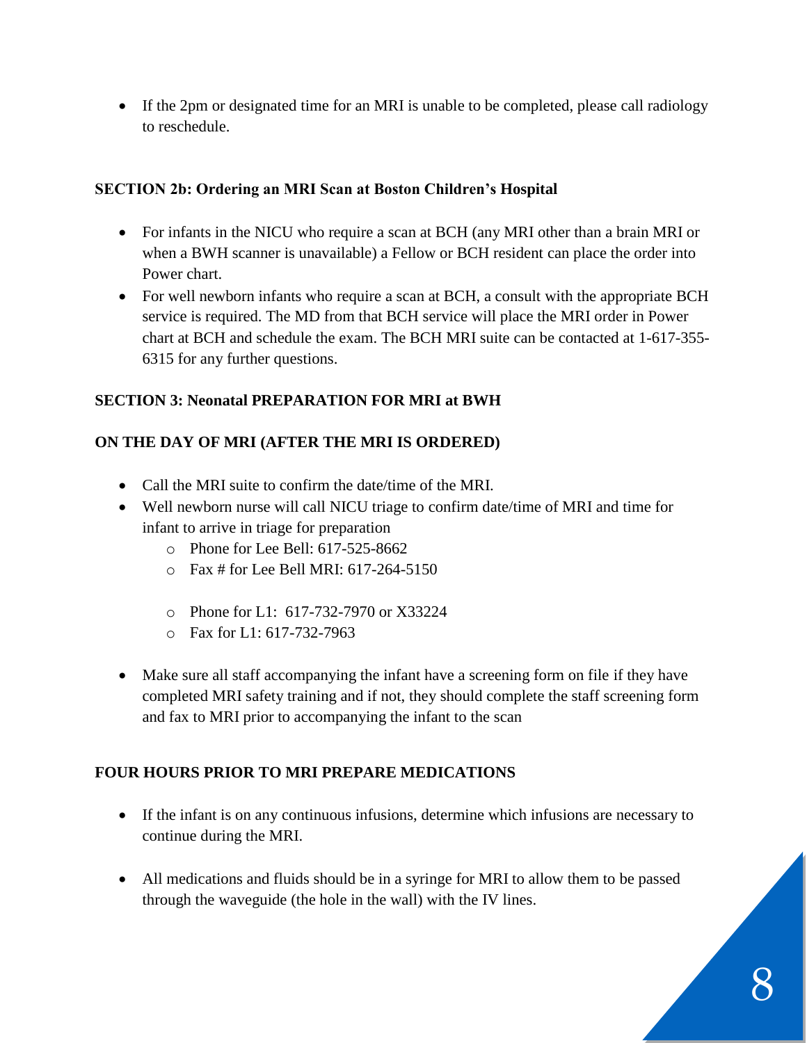- If the 2pm or designated time for an MRI is unable to be completed, please call radiology to reschedule.

**SECTION 2b: Ordering an MRI Scan at Boston Children's Hospital**

- For infants in the NICU who require a scan at BCH (any MRI other than a brain MRI or when a BWH scanner is unavailable) a Fellow or BCH resident can place the order into Power chart.
- For well newborn infants who require a scan at BCH, a consult with the appropriate BCH service is required. The MD from that BCH service will place the MRI order in Power chart at BCH and schedule the exam. The BCH MRI suite can be contacted at 1-617-355-6315 for any further questions.

**SECTION 3: Neonatal PREPARATION FOR MRI at BWH**

**ON THE DAY OF MRI (AFTER THE MRI IS ORDERED)**

- Call the MRI suite to confirm the date/time of the MRI.
- Well newborn nurse will call NICU triage to confirm date/time of MRI and time for infant to arrive in triage for preparation
  - Phone for Lee Bell: 617-525-8662
  - Fax # for Lee Bell MRI: 617-264-5150

  - Phone for L1: 617-732-7970 or X33224
  - Fax for L1: 617-732-7963

- Make sure all staff accompanying the infant have a screening form on file if they have completed MRI safety training and if not, they should complete the staff screening form and fax to MRI prior to accompanying the infant to the scan

**FOUR HOURS PRIOR TO MRI PREPARE MEDICATIONS**

- If the infant is on any continuous infusions, determine which infusions are necessary to continue during the MRI.

- All medications and fluids should be in a syringe for MRI to allow them to be passed through the waveguide (the hole in the wall) with the IV lines.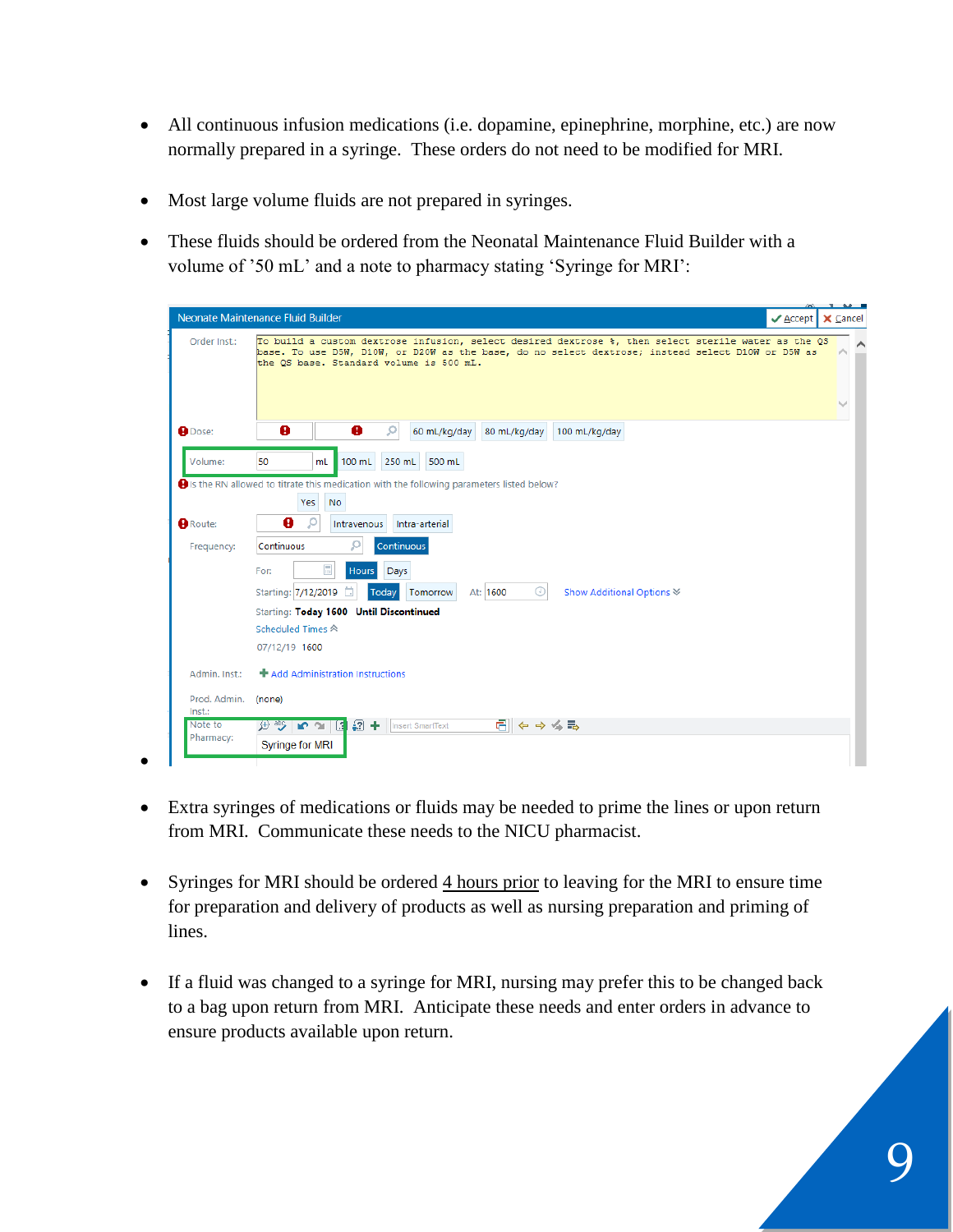- All continuous infusion medications (i.e. dopamine, epinephrine, morphine, etc.) are now normally prepared in a syringe. These orders do not need to be modified for MRI.

- Most large volume fluids are not prepared in syringes.

- These fluids should be ordered from the Neonatal Maintenance Fluid Builder with a volume of '50 mL' and a note to pharmacy stating 'Syringe for MRI':

- Extra syringes of medications or fluids may be needed to prime the lines or upon return from MRI. Communicate these needs to the NICU pharmacist.

- Syringes for MRI should be ordered <u>4 hours prior</u> to leaving for the MRI to ensure time for preparation and delivery of products as well as nursing preparation and priming of lines.

- If a fluid was changed to a syringe for MRI, nursing may prefer this to be changed back to a bag upon return from MRI. Anticipate these needs and enter orders in advance to ensure products available upon return.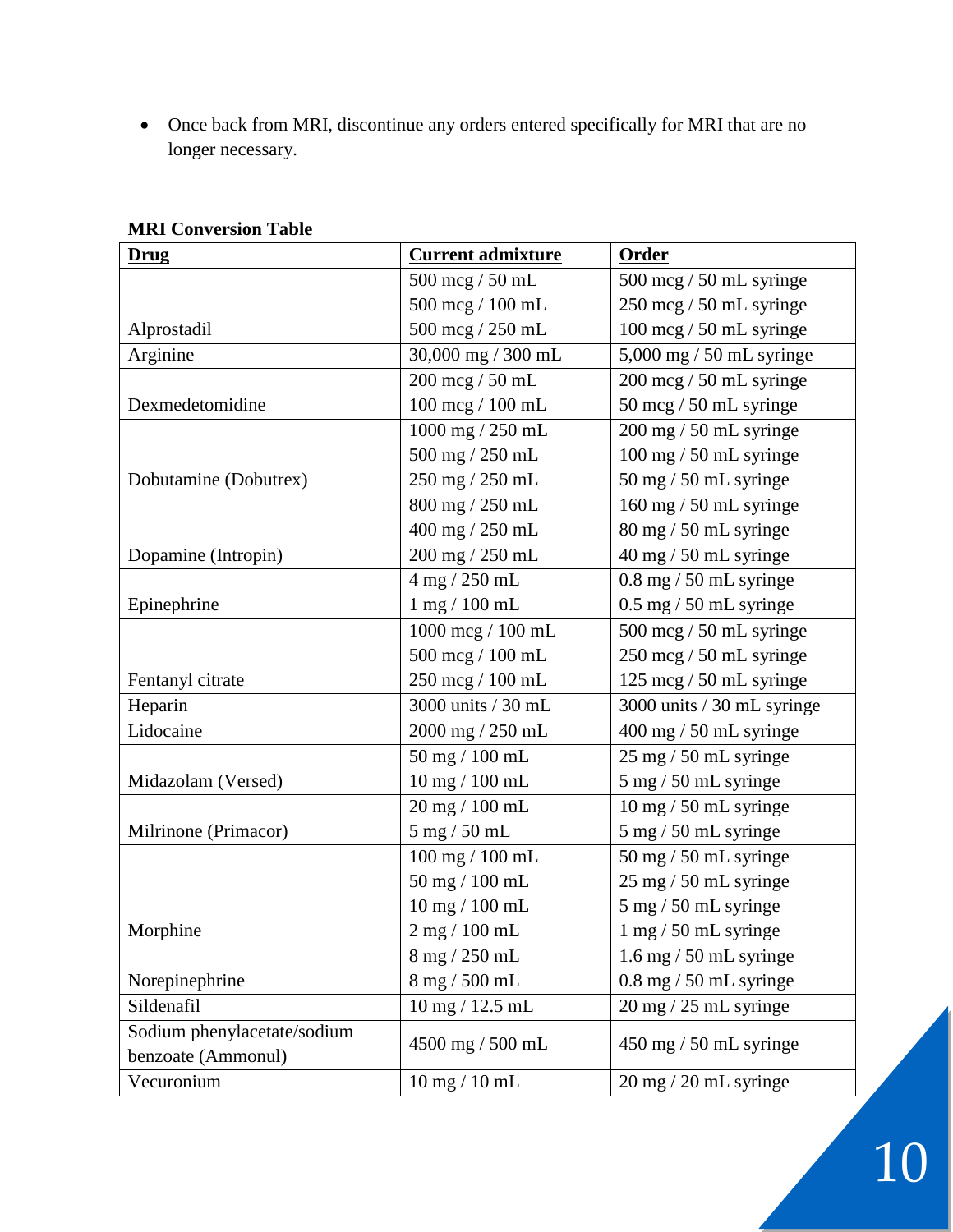- Once back from MRI, discontinue any orders entered specifically for MRI that are no longer necessary.

**MRI Conversion Table**

| Drug | Current admixture | Order |
|---|---|---|
| Alprostadil | 500 mcg / 50 mL | 500 mcg / 50 mL syringe |
| | 500 mcg / 100 mL | 250 mcg / 50 mL syringe |
| | 500 mcg / 250 mL | 100 mcg / 50 mL syringe |
| Arginine | 30,000 mg / 300 mL | 5,000 mg / 50 mL syringe |
| Dexmedetomidine | 200 mcg / 50 mL | 200 mcg / 50 mL syringe |
| | 100 mcg / 100 mL | 50 mcg / 50 mL syringe |
| Dobutamine (Dobutrex) | 1000 mg / 250 mL | 200 mg / 50 mL syringe |
| | 500 mg / 250 mL | 100 mg / 50 mL syringe |
| | 250 mg / 250 mL | 50 mg / 50 mL syringe |
| Dopamine (Intropin) | 800 mg / 250 mL | 160 mg / 50 mL syringe |
| | 400 mg / 250 mL | 80 mg / 50 mL syringe |
| | 200 mg / 250 mL | 40 mg / 50 mL syringe |
| Epinephrine | 4 mg / 250 mL | 0.8 mg / 50 mL syringe |
| | 1 mg / 100 mL | 0.5 mg / 50 mL syringe |
| Fentanyl citrate | 1000 mcg / 100 mL | 500 mcg / 50 mL syringe |
| | 500 mcg / 100 mL | 250 mcg / 50 mL syringe |
| | 250 mcg / 100 mL | 125 mcg / 50 mL syringe |
| Heparin | 3000 units / 30 mL | 3000 units / 30 mL syringe |
| Lidocaine | 2000 mg / 250 mL | 400 mg / 50 mL syringe |
| Midazolam (Versed) | 50 mg / 100 mL | 25 mg / 50 mL syringe |
| | 10 mg / 100 mL | 5 mg / 50 mL syringe |
| Milrinone (Primacor) | 20 mg / 100 mL | 10 mg / 50 mL syringe |
| | 5 mg / 50 mL | 5 mg / 50 mL syringe |
| Morphine | 100 mg / 100 mL | 50 mg / 50 mL syringe |
| | 50 mg / 100 mL | 25 mg / 50 mL syringe |
| | 10 mg / 100 mL | 5 mg / 50 mL syringe |
| | 2 mg / 100 mL | 1 mg / 50 mL syringe |
| Norepinephrine | 8 mg / 250 mL | 1.6 mg / 50 mL syringe |
| | 8 mg / 500 mL | 0.8 mg / 50 mL syringe |
| Sildenafil | 10 mg / 12.5 mL | 20 mg / 25 mL syringe |
| Sodium phenylacetate/sodium benzoate (Ammonul) | 4500 mg / 500 mL | 450 mg / 50 mL syringe |
| Vecuronium | 10 mg / 10 mL | 20 mg / 20 mL syringe |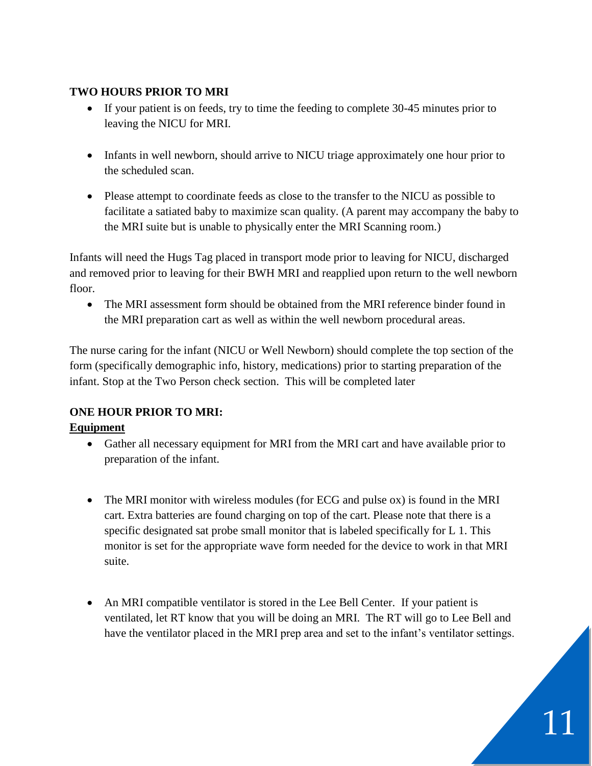**TWO HOURS PRIOR TO MRI**

- If your patient is on feeds, try to time the feeding to complete 30-45 minutes prior to leaving the NICU for MRI.
- Infants in well newborn, should arrive to NICU triage approximately one hour prior to the scheduled scan.
- Please attempt to coordinate feeds as close to the transfer to the NICU as possible to facilitate a satiated baby to maximize scan quality. (A parent may accompany the baby to the MRI suite but is unable to physically enter the MRI Scanning room.)

Infants will need the Hugs Tag placed in transport mode prior to leaving for NICU, discharged and removed prior to leaving for their BWH MRI and reapplied upon return to the well newborn floor.

- The MRI assessment form should be obtained from the MRI reference binder found in the MRI preparation cart as well as within the well newborn procedural areas.

The nurse caring for the infant (NICU or Well Newborn) should complete the top section of the form (specifically demographic info, history, medications) prior to starting preparation of the infant. Stop at the Two Person check section. This will be completed later

**ONE HOUR PRIOR TO MRI:**

**Equipment**

- Gather all necessary equipment for MRI from the MRI cart and have available prior to preparation of the infant.
- The MRI monitor with wireless modules (for ECG and pulse ox) is found in the MRI cart. Extra batteries are found charging on top of the cart. Please note that there is a specific designated sat probe small monitor that is labeled specifically for L 1. This monitor is set for the appropriate wave form needed for the device to work in that MRI suite.
- An MRI compatible ventilator is stored in the Lee Bell Center. If your patient is ventilated, let RT know that you will be doing an MRI. The RT will go to Lee Bell and have the ventilator placed in the MRI prep area and set to the infant's ventilator settings.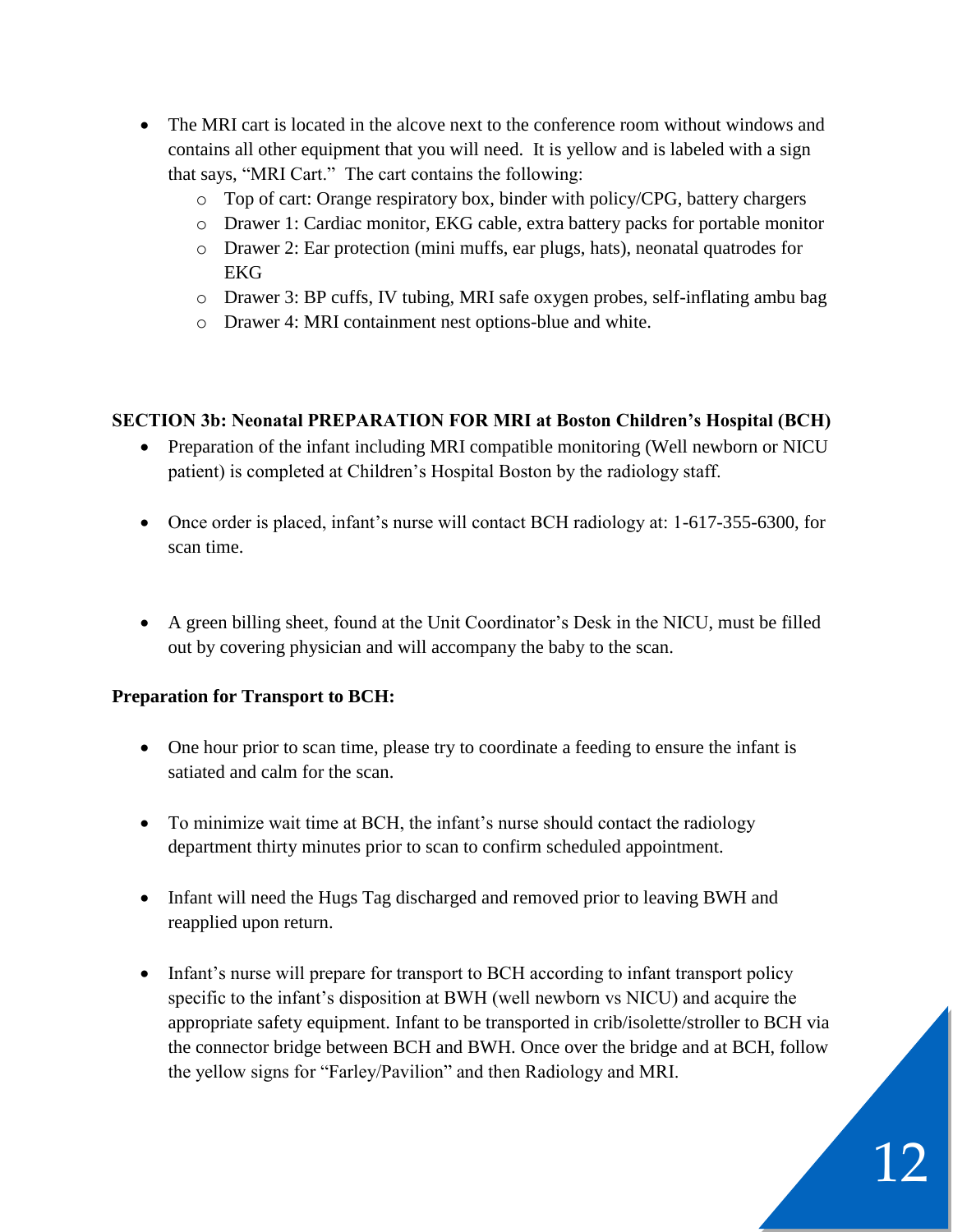- The MRI cart is located in the alcove next to the conference room without windows and contains all other equipment that you will need. It is yellow and is labeled with a sign that says, "MRI Cart." The cart contains the following:
  - Top of cart: Orange respiratory box, binder with policy/CPG, battery chargers
  - Drawer 1: Cardiac monitor, EKG cable, extra battery packs for portable monitor
  - Drawer 2: Ear protection (mini muffs, ear plugs, hats), neonatal quatrodes for EKG
  - Drawer 3: BP cuffs, IV tubing, MRI safe oxygen probes, self-inflating ambu bag
  - Drawer 4: MRI containment nest options-blue and white.

**SECTION 3b: Neonatal PREPARATION FOR MRI at Boston Children's Hospital (BCH)**

- Preparation of the infant including MRI compatible monitoring (Well newborn or NICU patient) is completed at Children's Hospital Boston by the radiology staff.

- Once order is placed, infant's nurse will contact BCH radiology at: 1-617-355-6300, for scan time.

- A green billing sheet, found at the Unit Coordinator's Desk in the NICU, must be filled out by covering physician and will accompany the baby to the scan.

**Preparation for Transport to BCH:**

- One hour prior to scan time, please try to coordinate a feeding to ensure the infant is satiated and calm for the scan.

- To minimize wait time at BCH, the infant's nurse should contact the radiology department thirty minutes prior to scan to confirm scheduled appointment.

- Infant will need the Hugs Tag discharged and removed prior to leaving BWH and reapplied upon return.

- Infant's nurse will prepare for transport to BCH according to infant transport policy specific to the infant's disposition at BWH (well newborn vs NICU) and acquire the appropriate safety equipment. Infant to be transported in crib/isolette/stroller to BCH via the connector bridge between BCH and BWH. Once over the bridge and at BCH, follow the yellow signs for "Farley/Pavilion" and then Radiology and MRI.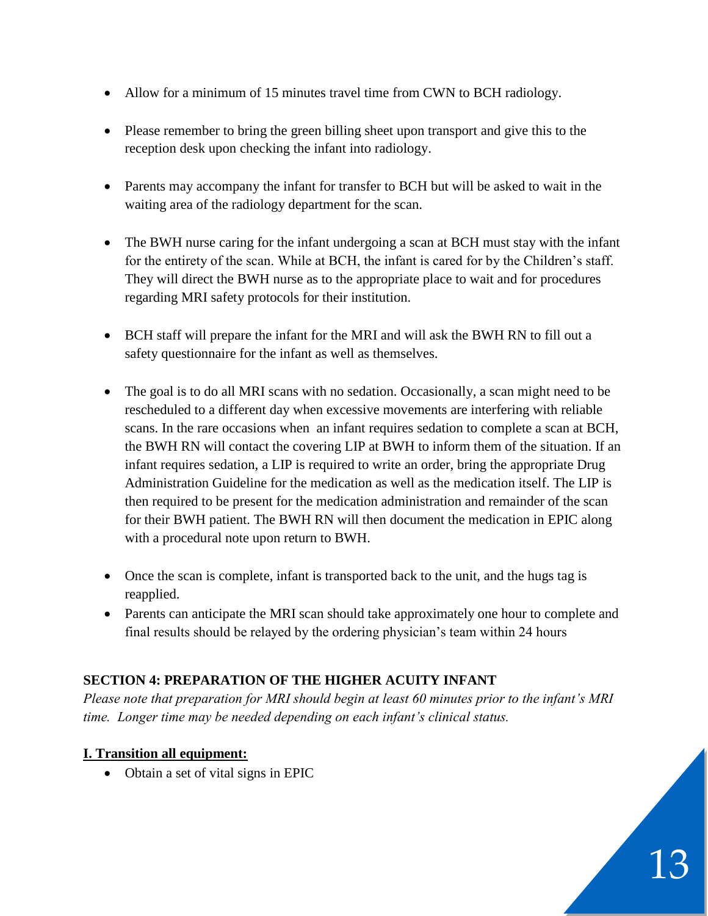- Allow for a minimum of 15 minutes travel time from CWN to BCH radiology.
- Please remember to bring the green billing sheet upon transport and give this to the reception desk upon checking the infant into radiology.
- Parents may accompany the infant for transfer to BCH but will be asked to wait in the waiting area of the radiology department for the scan.
- The BWH nurse caring for the infant undergoing a scan at BCH must stay with the infant for the entirety of the scan. While at BCH, the infant is cared for by the Children's staff. They will direct the BWH nurse as to the appropriate place to wait and for procedures regarding MRI safety protocols for their institution.
- BCH staff will prepare the infant for the MRI and will ask the BWH RN to fill out a safety questionnaire for the infant as well as themselves.
- The goal is to do all MRI scans with no sedation. Occasionally, a scan might need to be rescheduled to a different day when excessive movements are interfering with reliable scans. In the rare occasions when an infant requires sedation to complete a scan at BCH, the BWH RN will contact the covering LIP at BWH to inform them of the situation. If an infant requires sedation, a LIP is required to write an order, bring the appropriate Drug Administration Guideline for the medication as well as the medication itself. The LIP is then required to be present for the medication administration and remainder of the scan for their BWH patient. The BWH RN will then document the medication in EPIC along with a procedural note upon return to BWH.
- Once the scan is complete, infant is transported back to the unit, and the hugs tag is reapplied.
- Parents can anticipate the MRI scan should take approximately one hour to complete and final results should be relayed by the ordering physician's team within 24 hours

## SECTION 4: PREPARATION OF THE HIGHER ACUITY INFANT

*Please note that preparation for MRI should begin at least 60 minutes prior to the infant's MRI time. Longer time may be needed depending on each infant's clinical status.*

### I. Transition all equipment:

- Obtain a set of vital signs in EPIC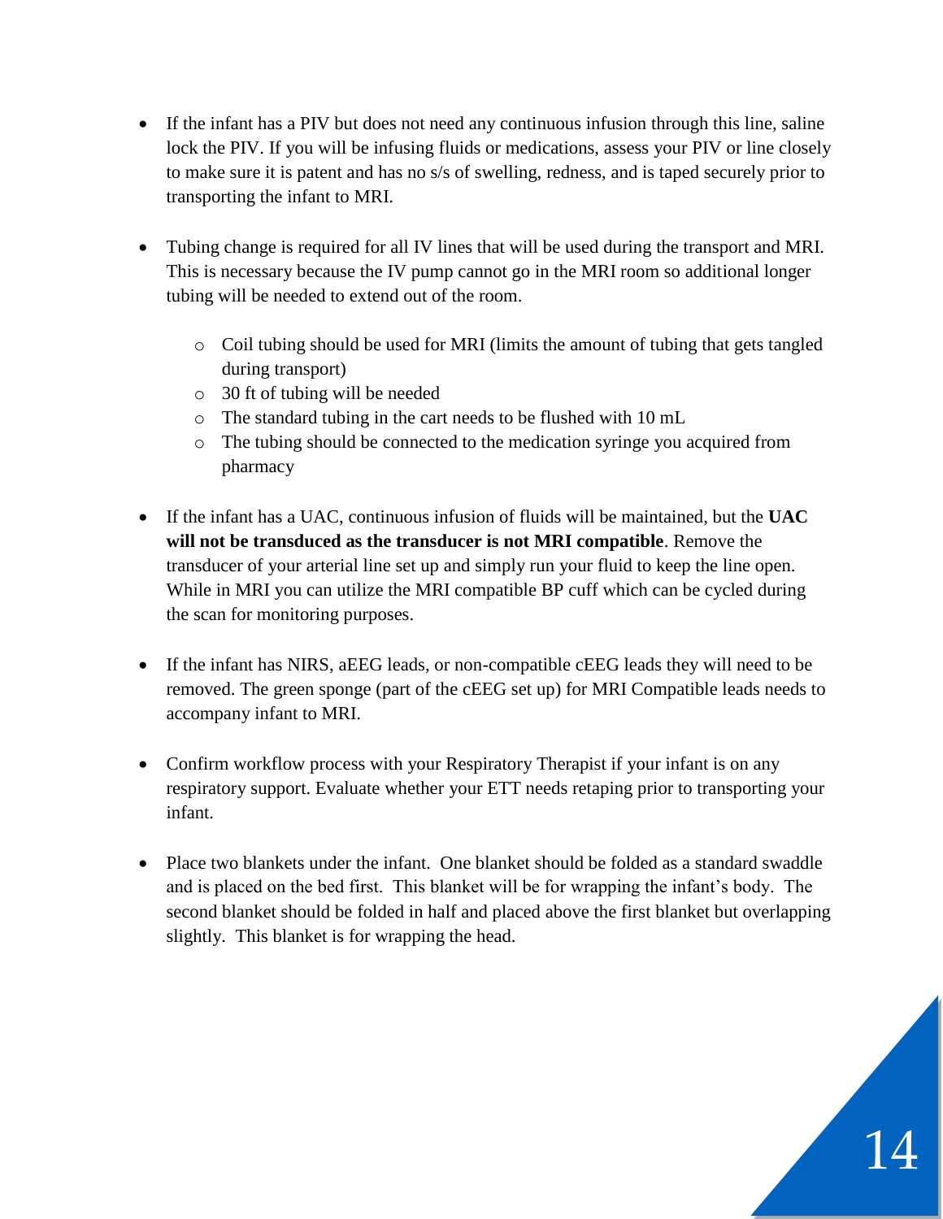- If the infant has a PIV but does not need any continuous infusion through this line, saline lock the PIV. If you will be infusing fluids or medications, assess your PIV or line closely to make sure it is patent and has no s/s of swelling, redness, and is taped securely prior to transporting the infant to MRI.

- Tubing change is required for all IV lines that will be used during the transport and MRI. This is necessary because the IV pump cannot go in the MRI room so additional longer tubing will be needed to extend out of the room.
  - Coil tubing should be used for MRI (limits the amount of tubing that gets tangled during transport)
  - 30 ft of tubing will be needed
  - The standard tubing in the cart needs to be flushed with 10 mL
  - The tubing should be connected to the medication syringe you acquired from pharmacy

- If the infant has a UAC, continuous infusion of fluids will be maintained, but the **UAC will not be transduced as the transducer is not MRI compatible**. Remove the transducer of your arterial line set up and simply run your fluid to keep the line open. While in MRI you can utilize the MRI compatible BP cuff which can be cycled during the scan for monitoring purposes.

- If the infant has NIRS, aEEG leads, or non-compatible cEEG leads they will need to be removed. The green sponge (part of the cEEG set up) for MRI Compatible leads needs to accompany infant to MRI.

- Confirm workflow process with your Respiratory Therapist if your infant is on any respiratory support. Evaluate whether your ETT needs retaping prior to transporting your infant.

- Place two blankets under the infant. One blanket should be folded as a standard swaddle and is placed on the bed first. This blanket will be for wrapping the infant's body. The second blanket should be folded in half and placed above the first blanket but overlapping slightly. This blanket is for wrapping the head.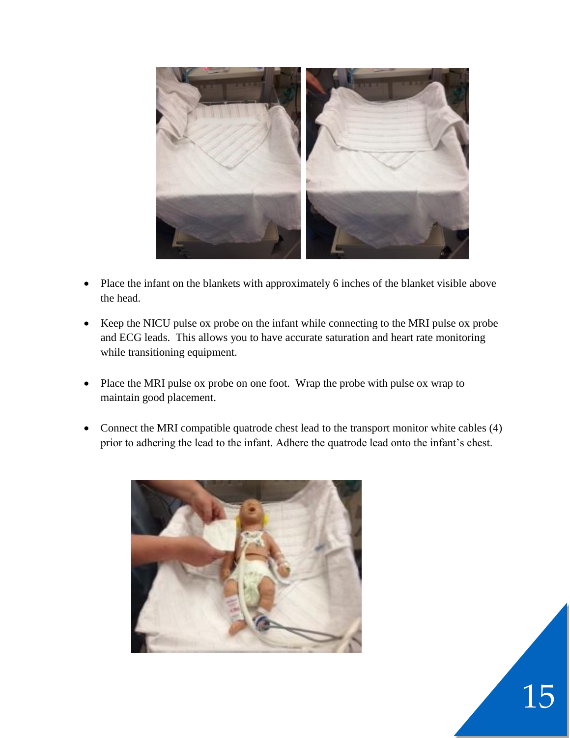- Place the infant on the blankets with approximately 6 inches of the blanket visible above the head.

- Keep the NICU pulse ox probe on the infant while connecting to the MRI pulse ox probe and ECG leads. This allows you to have accurate saturation and heart rate monitoring while transitioning equipment.

- Place the MRI pulse ox probe on one foot. Wrap the probe with pulse ox wrap to maintain good placement.

- Connect the MRI compatible quatrode chest lead to the transport monitor white cables (4) prior to adhering the lead to the infant. Adhere the quatrode lead onto the infant's chest.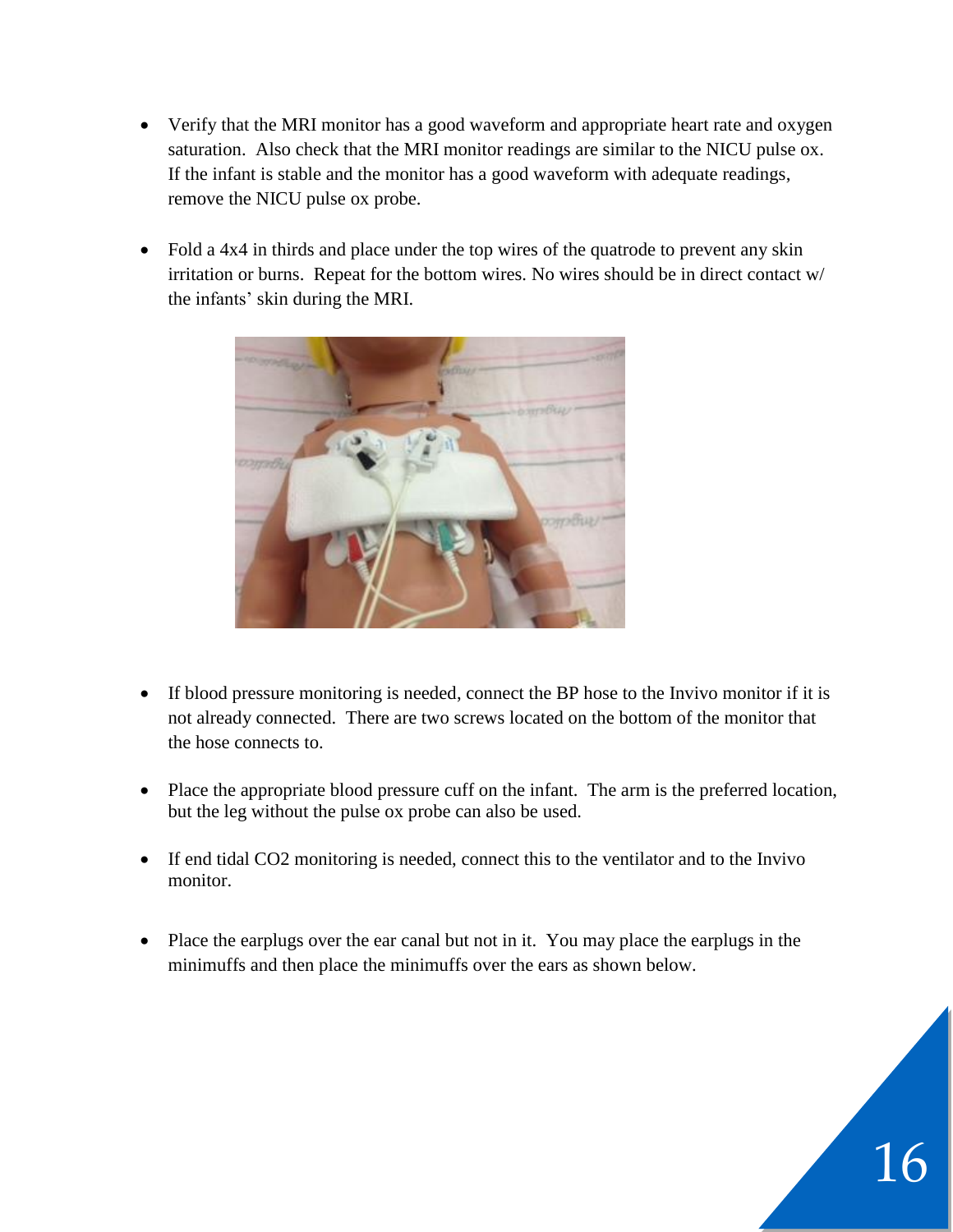- Verify that the MRI monitor has a good waveform and appropriate heart rate and oxygen saturation. Also check that the MRI monitor readings are similar to the NICU pulse ox. If the infant is stable and the monitor has a good waveform with adequate readings, remove the NICU pulse ox probe.

- Fold a 4x4 in thirds and place under the top wires of the quatrode to prevent any skin irritation or burns. Repeat for the bottom wires. No wires should be in direct contact w/ the infants' skin during the MRI.

- If blood pressure monitoring is needed, connect the BP hose to the Invivo monitor if it is not already connected. There are two screws located on the bottom of the monitor that the hose connects to.

- Place the appropriate blood pressure cuff on the infant. The arm is the preferred location, but the leg without the pulse ox probe can also be used.

- If end tidal CO2 monitoring is needed, connect this to the ventilator and to the Invivo monitor.

- Place the earplugs over the ear canal but not in it. You may place the earplugs in the minimuffs and then place the minimuffs over the ears as shown below.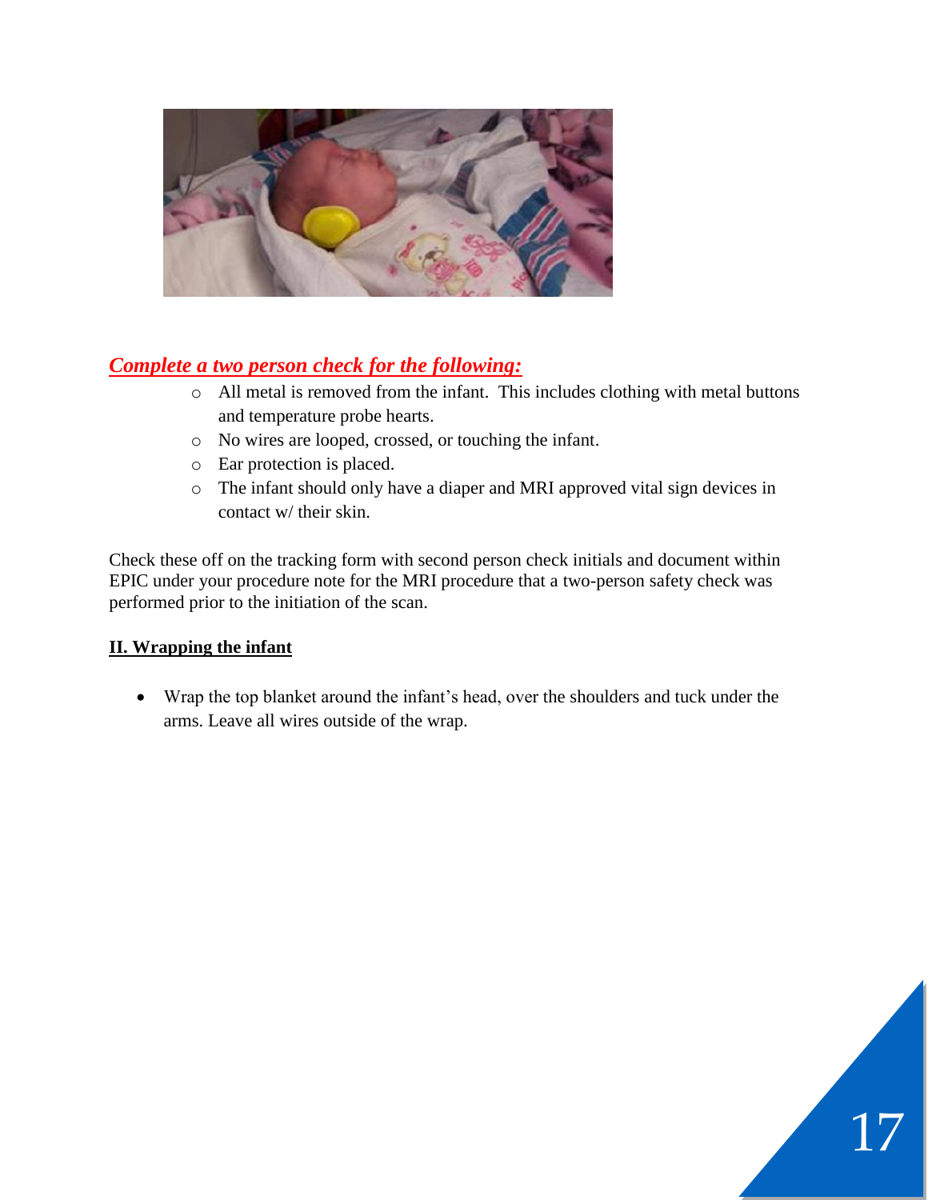***Complete a two person check for the following:***

- All metal is removed from the infant. This includes clothing with metal buttons and temperature probe hearts.
- No wires are looped, crossed, or touching the infant.
- Ear protection is placed.
- The infant should only have a diaper and MRI approved vital sign devices in contact w/ their skin.

Check these off on the tracking form with second person check initials and document within EPIC under your procedure note for the MRI procedure that a two-person safety check was performed prior to the initiation of the scan.

**II. Wrapping the infant**

- Wrap the top blanket around the infant's head, over the shoulders and tuck under the arms. Leave all wires outside of the wrap.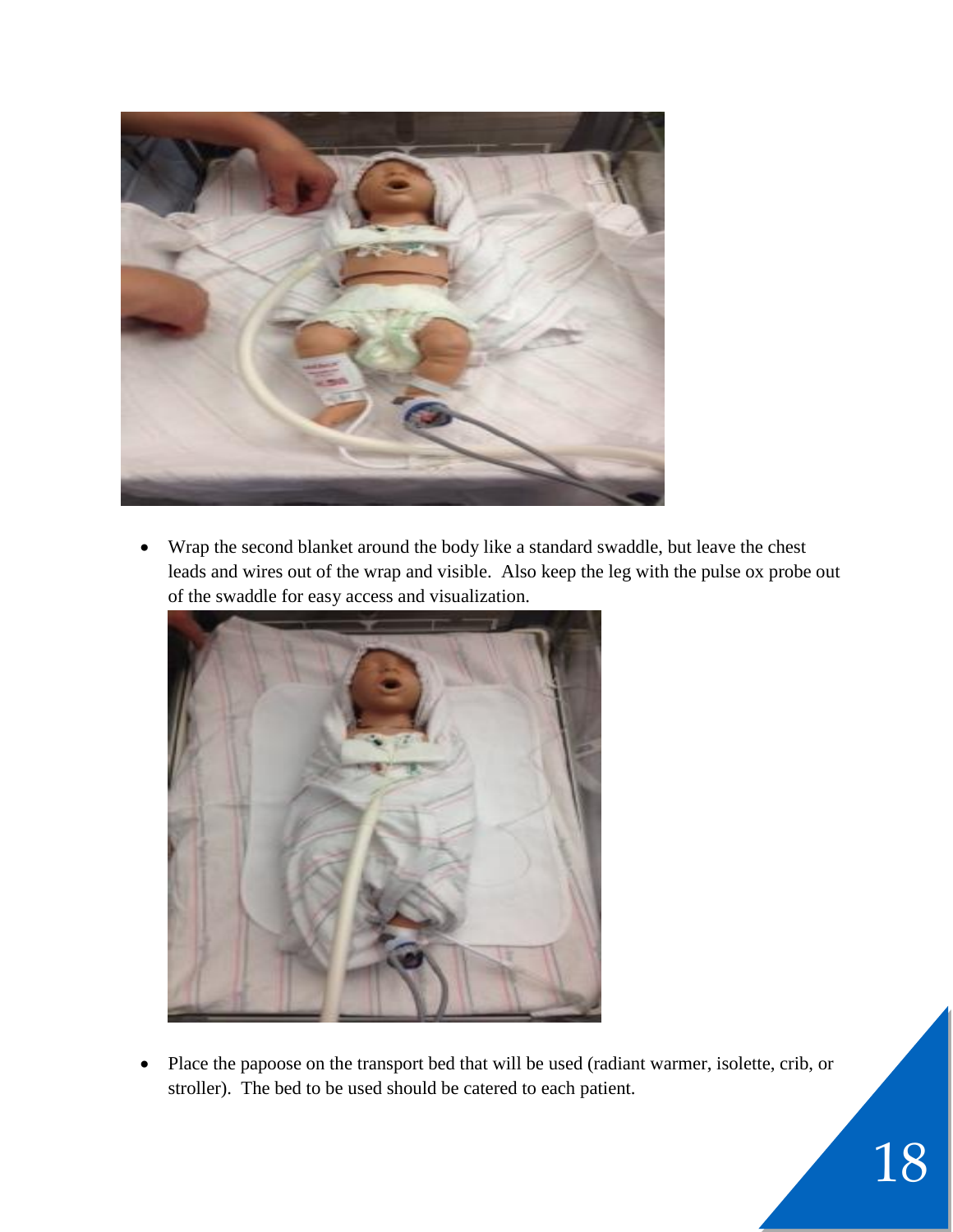- Wrap the second blanket around the body like a standard swaddle, but leave the chest leads and wires out of the wrap and visible. Also keep the leg with the pulse ox probe out of the swaddle for easy access and visualization.

- Place the papoose on the transport bed that will be used (radiant warmer, isolette, crib, or stroller). The bed to be used should be catered to each patient.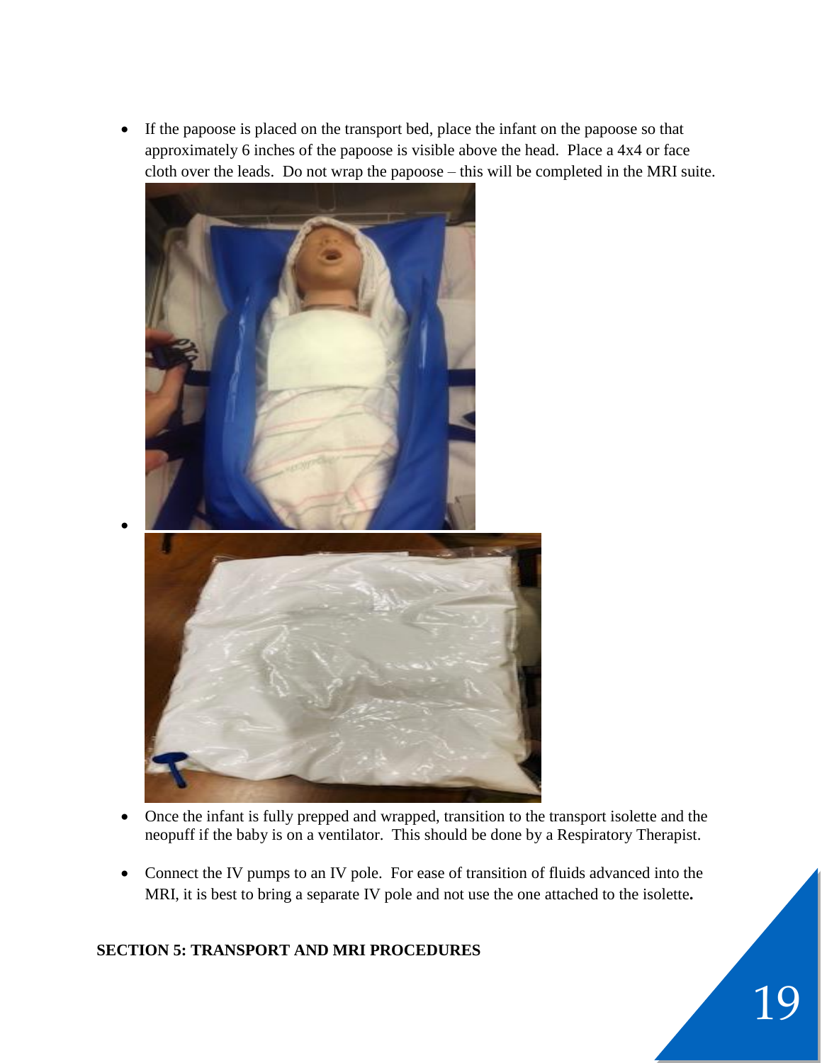- If the papoose is placed on the transport bed, place the infant on the papoose so that approximately 6 inches of the papoose is visible above the head. Place a 4x4 or face cloth over the leads. Do not wrap the papoose – this will be completed in the MRI suite.

- Once the infant is fully prepped and wrapped, transition to the transport isolette and the neopuff if the baby is on a ventilator. This should be done by a Respiratory Therapist.

- Connect the IV pumps to an IV pole. For ease of transition of fluids advanced into the MRI, it is best to bring a separate IV pole and not use the one attached to the isolette**.**

**SECTION 5: TRANSPORT AND MRI PROCEDURES**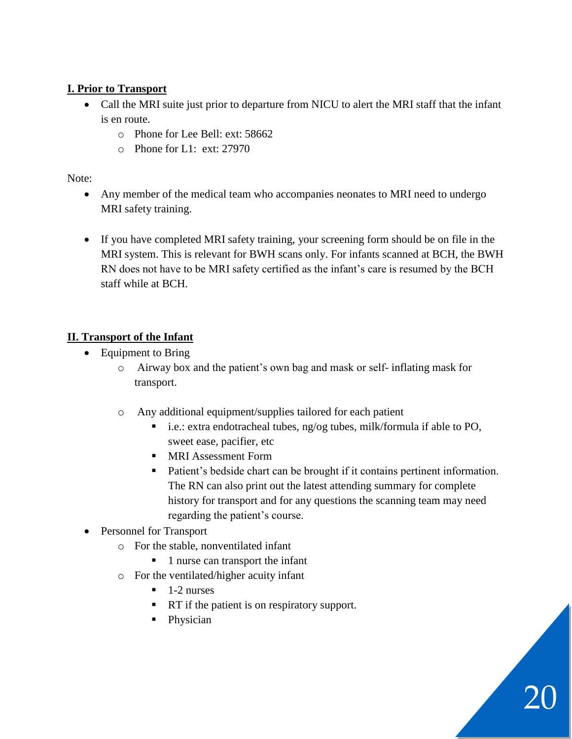**I. Prior to Transport**

- Call the MRI suite just prior to departure from NICU to alert the MRI staff that the infant is en route.
    - Phone for Lee Bell: ext: 58662
    - Phone for L1: ext: 27970

Note:

- Any member of the medical team who accompanies neonates to MRI need to undergo MRI safety training.

- If you have completed MRI safety training, your screening form should be on file in the MRI system. This is relevant for BWH scans only. For infants scanned at BCH, the BWH RN does not have to be MRI safety certified as the infant's care is resumed by the BCH staff while at BCH.

**II. Transport of the Infant**

- Equipment to Bring
    - Airway box and the patient's own bag and mask or self- inflating mask for transport.

    - Any additional equipment/supplies tailored for each patient
        - i.e.: extra endotracheal tubes, ng/og tubes, milk/formula if able to PO, sweet ease, pacifier, etc
        - MRI Assessment Form
        - Patient's bedside chart can be brought if it contains pertinent information. The RN can also print out the latest attending summary for complete history for transport and for any questions the scanning team may need regarding the patient's course.
- Personnel for Transport
    - For the stable, nonventilated infant
        - 1 nurse can transport the infant
    - For the ventilated/higher acuity infant
        - 1-2 nurses
        - RT if the patient is on respiratory support.
        - Physician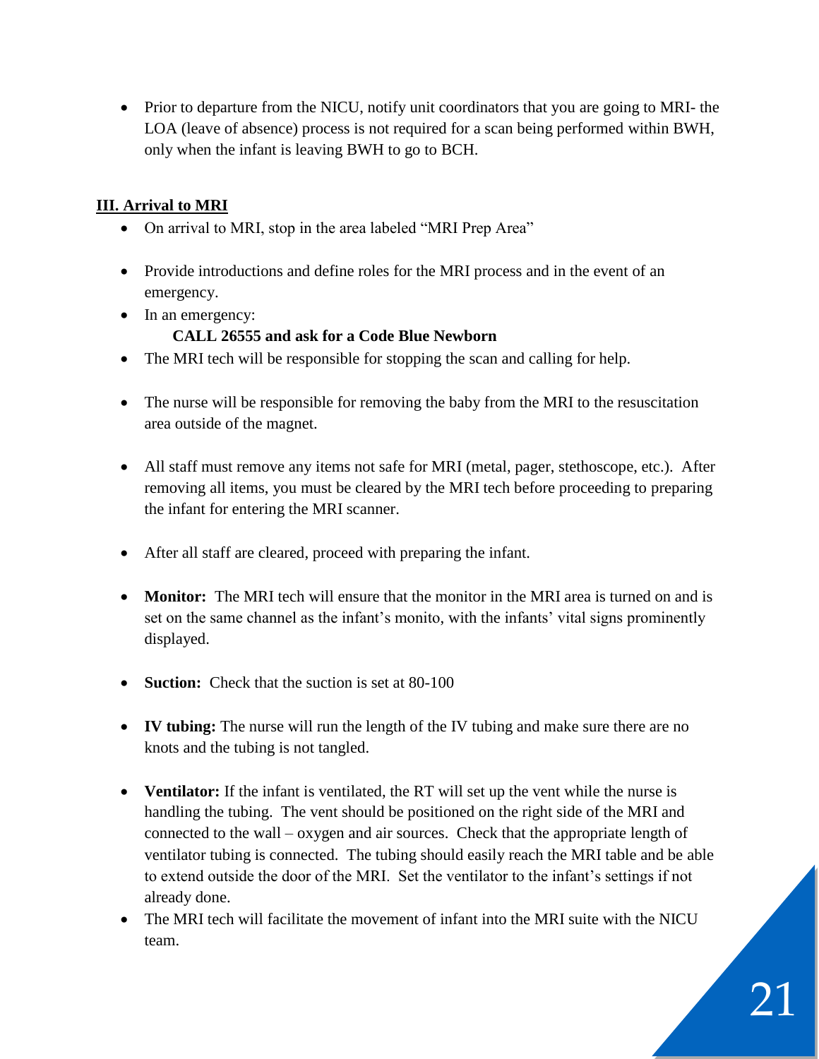- Prior to departure from the NICU, notify unit coordinators that you are going to MRI- the LOA (leave of absence) process is not required for a scan being performed within BWH, only when the infant is leaving BWH to go to BCH.

## III. Arrival to MRI

- On arrival to MRI, stop in the area labeled "MRI Prep Area"
- Provide introductions and define roles for the MRI process and in the event of an emergency.
- In an emergency:
  **CALL 26555 and ask for a Code Blue Newborn**
- The MRI tech will be responsible for stopping the scan and calling for help.
- The nurse will be responsible for removing the baby from the MRI to the resuscitation area outside of the magnet.
- All staff must remove any items not safe for MRI (metal, pager, stethoscope, etc.). After removing all items, you must be cleared by the MRI tech before proceeding to preparing the infant for entering the MRI scanner.
- After all staff are cleared, proceed with preparing the infant.
- **Monitor:** The MRI tech will ensure that the monitor in the MRI area is turned on and is set on the same channel as the infant's monito, with the infants' vital signs prominently displayed.
- **Suction:** Check that the suction is set at 80-100
- **IV tubing:** The nurse will run the length of the IV tubing and make sure there are no knots and the tubing is not tangled.
- **Ventilator:** If the infant is ventilated, the RT will set up the vent while the nurse is handling the tubing. The vent should be positioned on the right side of the MRI and connected to the wall – oxygen and air sources. Check that the appropriate length of ventilator tubing is connected. The tubing should easily reach the MRI table and be able to extend outside the door of the MRI. Set the ventilator to the infant's settings if not already done.
- The MRI tech will facilitate the movement of infant into the MRI suite with the NICU team.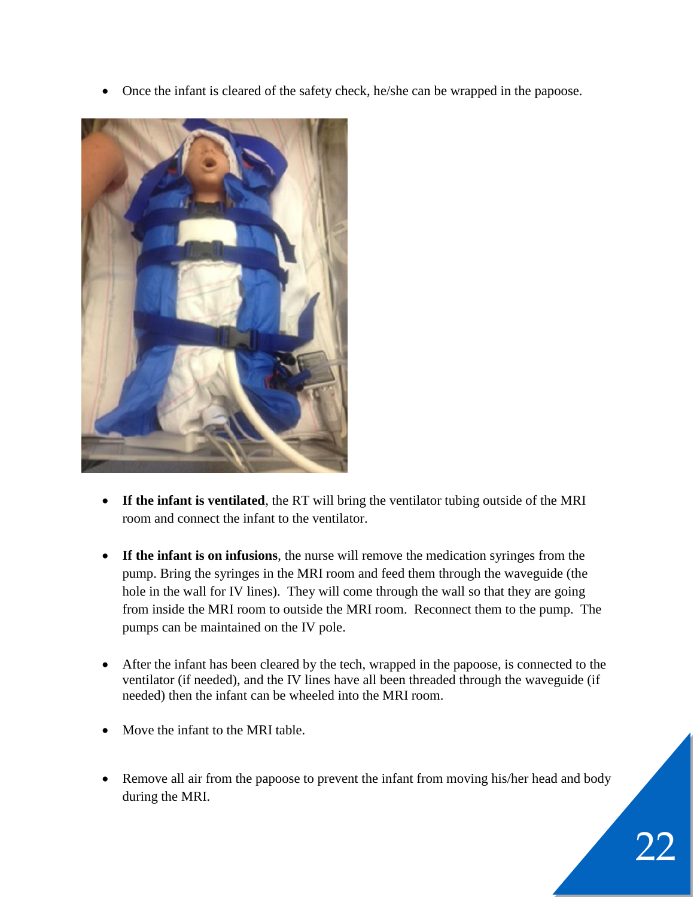- Once the infant is cleared of the safety check, he/she can be wrapped in the papoose.

- **If the infant is ventilated**, the RT will bring the ventilator tubing outside of the MRI room and connect the infant to the ventilator.

- **If the infant is on infusions**, the nurse will remove the medication syringes from the pump. Bring the syringes in the MRI room and feed them through the waveguide (the hole in the wall for IV lines). They will come through the wall so that they are going from inside the MRI room to outside the MRI room. Reconnect them to the pump. The pumps can be maintained on the IV pole.

- After the infant has been cleared by the tech, wrapped in the papoose, is connected to the ventilator (if needed), and the IV lines have all been threaded through the waveguide (if needed) then the infant can be wheeled into the MRI room.

- Move the infant to the MRI table.

- Remove all air from the papoose to prevent the infant from moving his/her head and body during the MRI.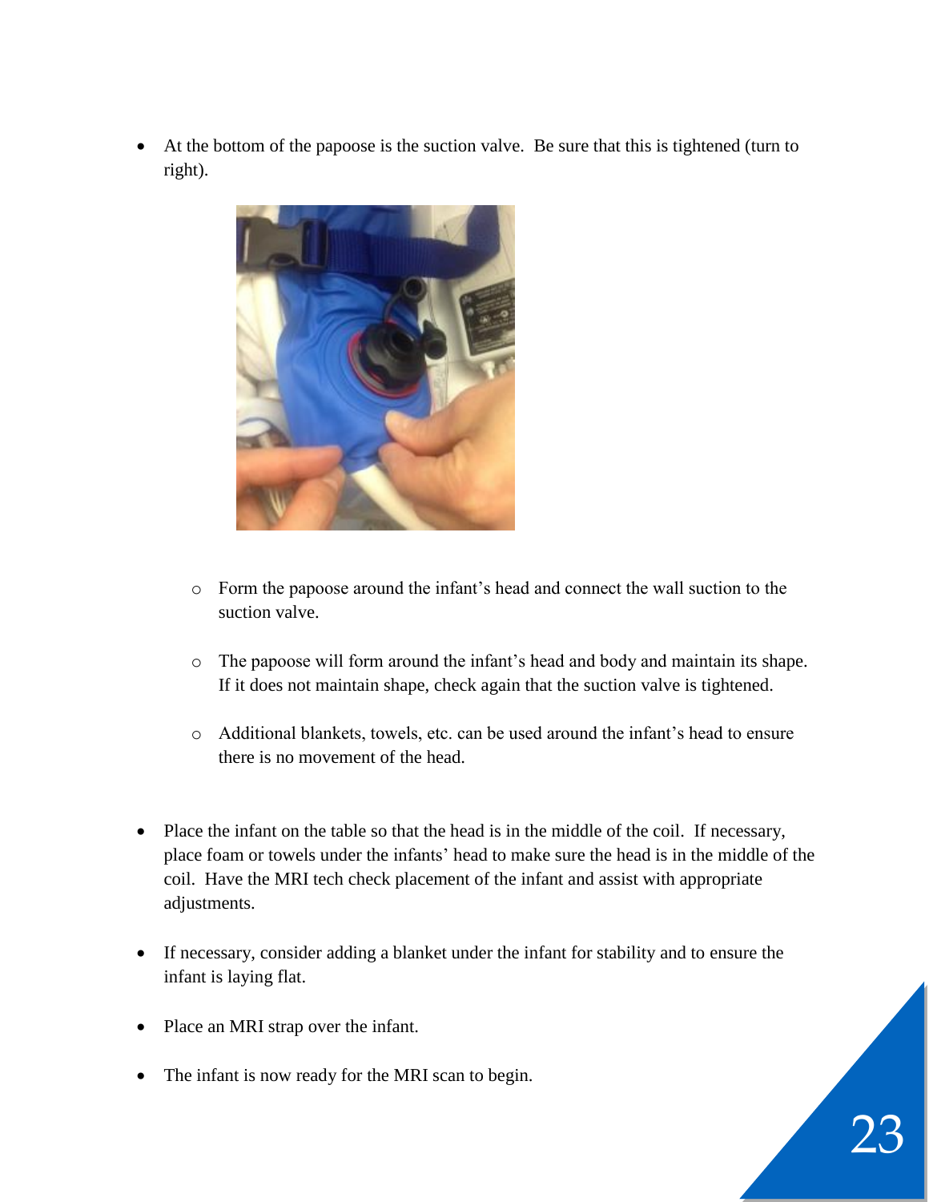- At the bottom of the papoose is the suction valve. Be sure that this is tightened (turn to right).

    - Form the papoose around the infant's head and connect the wall suction to the suction valve.

    - The papoose will form around the infant's head and body and maintain its shape. If it does not maintain shape, check again that the suction valve is tightened.

    - Additional blankets, towels, etc. can be used around the infant's head to ensure there is no movement of the head.

- Place the infant on the table so that the head is in the middle of the coil. If necessary, place foam or towels under the infants' head to make sure the head is in the middle of the coil. Have the MRI tech check placement of the infant and assist with appropriate adjustments.

- If necessary, consider adding a blanket under the infant for stability and to ensure the infant is laying flat.

- Place an MRI strap over the infant.

- The infant is now ready for the MRI scan to begin.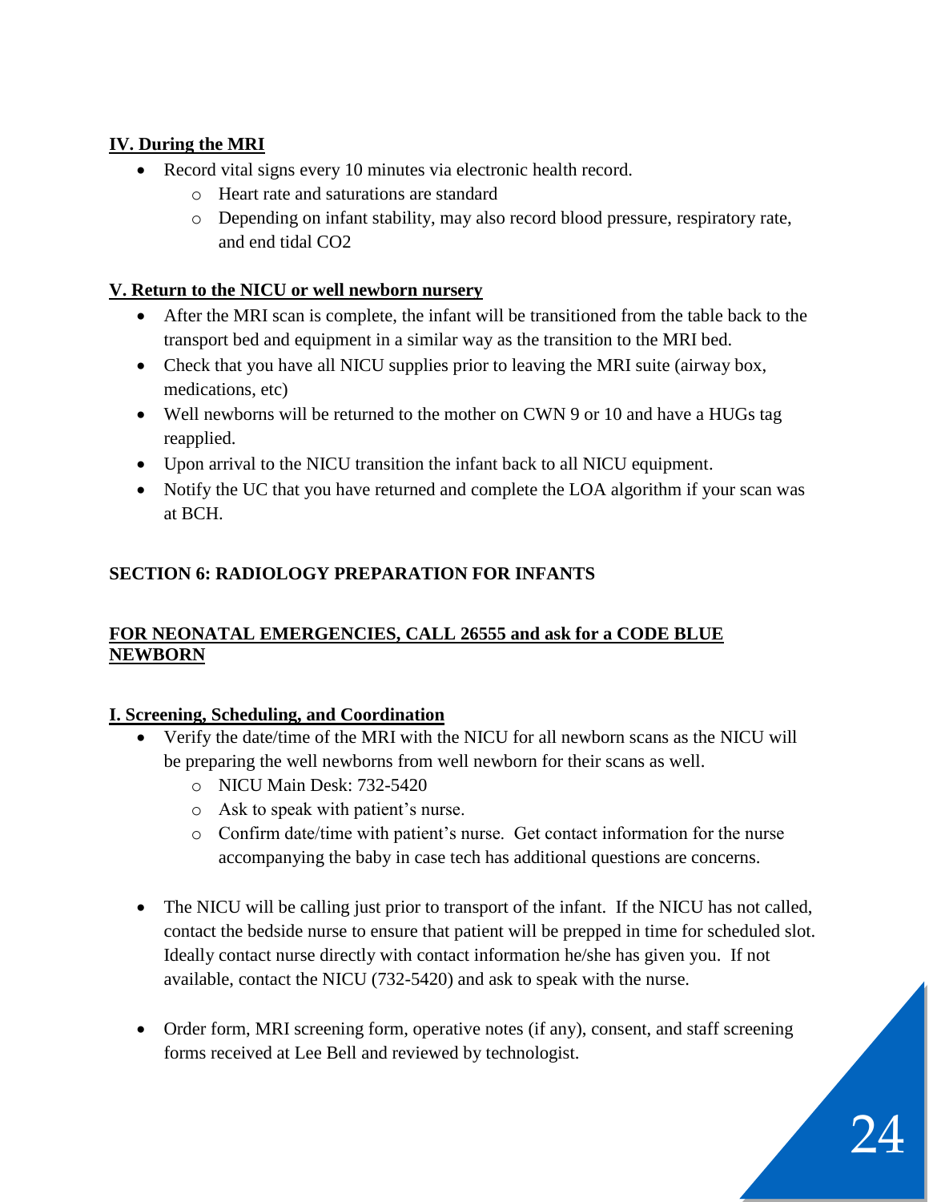**IV. During the MRI**

- Record vital signs every 10 minutes via electronic health record.
  - Heart rate and saturations are standard
  - Depending on infant stability, may also record blood pressure, respiratory rate, and end tidal CO2

**V. Return to the NICU or well newborn nursery**

- After the MRI scan is complete, the infant will be transitioned from the table back to the transport bed and equipment in a similar way as the transition to the MRI bed.
- Check that you have all NICU supplies prior to leaving the MRI suite (airway box, medications, etc)
- Well newborns will be returned to the mother on CWN 9 or 10 and have a HUGs tag reapplied.
- Upon arrival to the NICU transition the infant back to all NICU equipment.
- Notify the UC that you have returned and complete the LOA algorithm if your scan was at BCH.

## SECTION 6: RADIOLOGY PREPARATION FOR INFANTS

**FOR NEONATAL EMERGENCIES, CALL 26555 and ask for a CODE BLUE NEWBORN**

**I. Screening, Scheduling, and Coordination**

- Verify the date/time of the MRI with the NICU for all newborn scans as the NICU will be preparing the well newborns from well newborn for their scans as well.
  - NICU Main Desk: 732-5420
  - Ask to speak with patient's nurse.
  - Confirm date/time with patient's nurse. Get contact information for the nurse accompanying the baby in case tech has additional questions are concerns.

- The NICU will be calling just prior to transport of the infant. If the NICU has not called, contact the bedside nurse to ensure that patient will be prepped in time for scheduled slot. Ideally contact nurse directly with contact information he/she has given you. If not available, contact the NICU (732-5420) and ask to speak with the nurse.

- Order form, MRI screening form, operative notes (if any), consent, and staff screening forms received at Lee Bell and reviewed by technologist.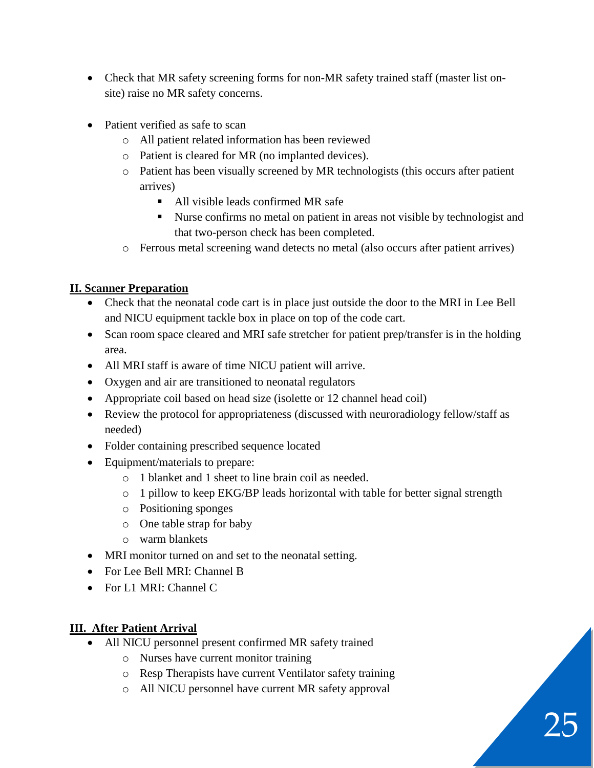- Check that MR safety screening forms for non-MR safety trained staff (master list on-site) raise no MR safety concerns.

- Patient verified as safe to scan
  - All patient related information has been reviewed
  - Patient is cleared for MR (no implanted devices).
  - Patient has been visually screened by MR technologists (this occurs after patient arrives)
    - All visible leads confirmed MR safe
    - Nurse confirms no metal on patient in areas not visible by technologist and that two-person check has been completed.
  - Ferrous metal screening wand detects no metal (also occurs after patient arrives)

## **II. Scanner Preparation**

- Check that the neonatal code cart is in place just outside the door to the MRI in Lee Bell and NICU equipment tackle box in place on top of the code cart.
- Scan room space cleared and MRI safe stretcher for patient prep/transfer is in the holding area.
- All MRI staff is aware of time NICU patient will arrive.
- Oxygen and air are transitioned to neonatal regulators
- Appropriate coil based on head size (isolette or 12 channel head coil)
- Review the protocol for appropriateness (discussed with neuroradiology fellow/staff as needed)
- Folder containing prescribed sequence located
- Equipment/materials to prepare:
  - 1 blanket and 1 sheet to line brain coil as needed.
  - 1 pillow to keep EKG/BP leads horizontal with table for better signal strength
  - Positioning sponges
  - One table strap for baby
  - warm blankets
- MRI monitor turned on and set to the neonatal setting.
- For Lee Bell MRI: Channel B
- For L1 MRI: Channel C

## **III. After Patient Arrival**

- All NICU personnel present confirmed MR safety trained
  - Nurses have current monitor training
  - Resp Therapists have current Ventilator safety training
  - All NICU personnel have current MR safety approval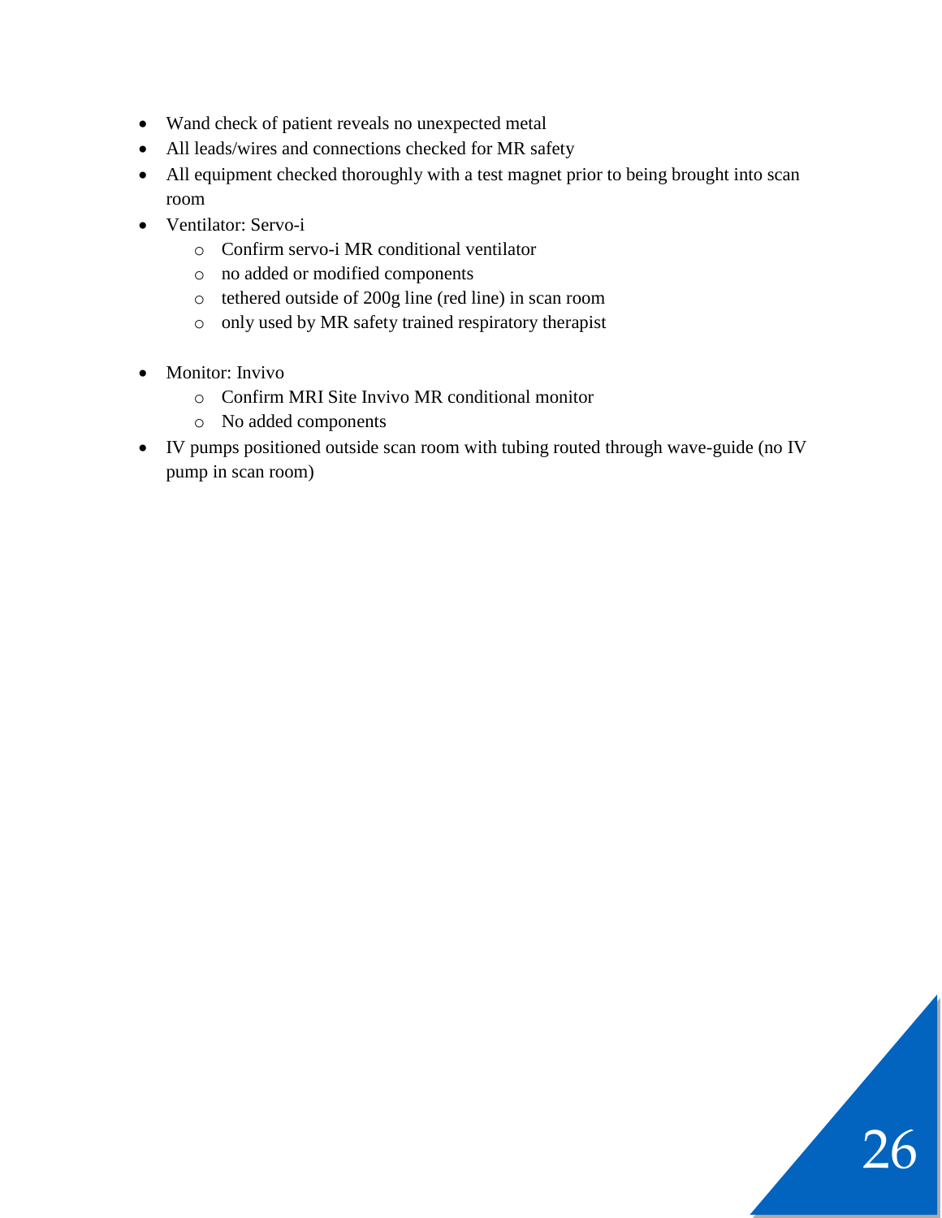- Wand check of patient reveals no unexpected metal
- All leads/wires and connections checked for MR safety
- All equipment checked thoroughly with a test magnet prior to being brought into scan room
- Ventilator: Servo-i
  - Confirm servo-i MR conditional ventilator
  - no added or modified components
  - tethered outside of 200g line (red line) in scan room
  - only used by MR safety trained respiratory therapist

- Monitor: Invivo
  - Confirm MRI Site Invivo MR conditional monitor
  - No added components
- IV pumps positioned outside scan room with tubing routed through wave-guide (no IV pump in scan room)